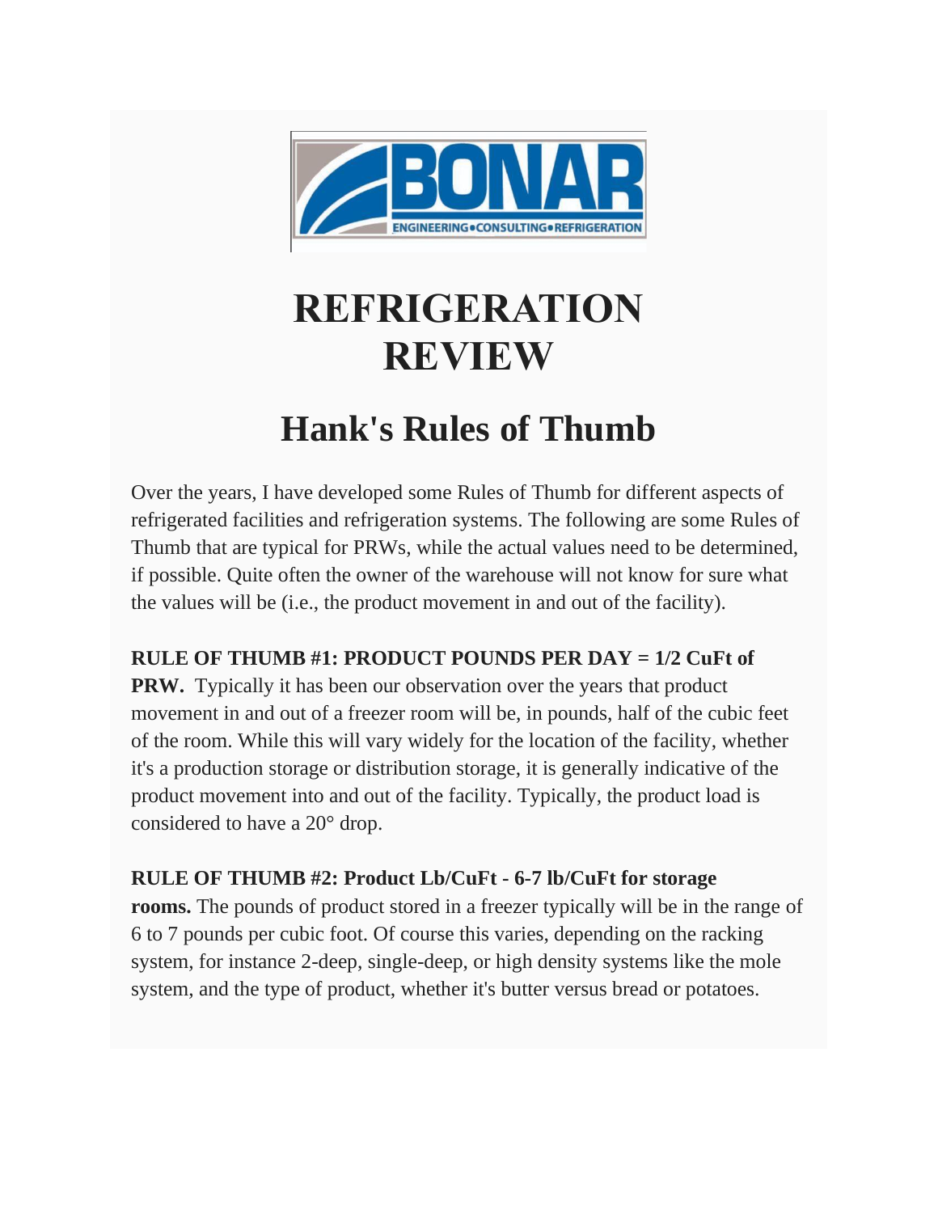# REFRIGERATION REVIEW

## Hank's Rules of Thumb

Over the years, I have developed some Rules of Thumb for different aspects of refrigerated facilities and refrigeration systems. The following are some Rules of Thumb that are typical for PRWs, while the actual values need to be determined, if possible. Quite often the owner of the warehouse will not know for sure what the values will be (i.e., the product movement in and out of the facility).

**RULE OF THUMB #1: PRODUCT POUNDS PER DAY = 1/2 CuFt of PRW.** Typically it has been our observation over the years that product movement in and out of a freezer room will be, in pounds, half of the cubic feet of the room. While this will vary widely for the location of the facility, whether it's a production storage or distribution storage, it is generally indicative of the product movement into and out of the facility. Typically, the product load is considered to have a 20° drop.

**RULE OF THUMB #2: Product Lb/CuFt - 6-7 lb/CuFt for storage rooms.** The pounds of product stored in a freezer typically will be in the range of 6 to 7 pounds per cubic foot. Of course this varies, depending on the racking system, for instance 2-deep, single-deep, or high density systems like the mole system, and the type of product, whether it's butter versus bread or potatoes.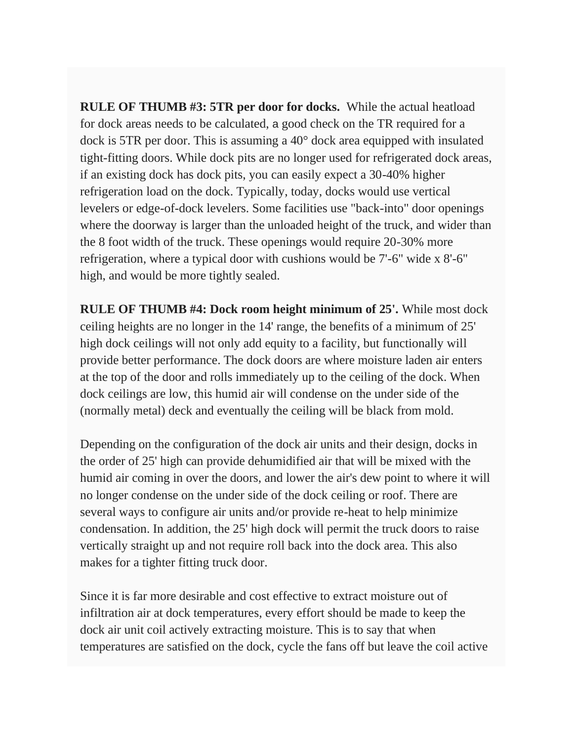**RULE OF THUMB #3: 5TR per door for docks.** While the actual heatload for dock areas needs to be calculated, a good check on the TR required for a dock is 5TR per door. This is assuming a 40° dock area equipped with insulated tight-fitting doors. While dock pits are no longer used for refrigerated dock areas, if an existing dock has dock pits, you can easily expect a 30-40% higher refrigeration load on the dock. Typically, today, docks would use vertical levelers or edge-of-dock levelers. Some facilities use "back-into" door openings where the doorway is larger than the unloaded height of the truck, and wider than the 8 foot width of the truck. These openings would require 20-30% more refrigeration, where a typical door with cushions would be 7'-6" wide x 8'-6" high, and would be more tightly sealed.

**RULE OF THUMB #4: Dock room height minimum of 25'.** While most dock ceiling heights are no longer in the 14' range, the benefits of a minimum of 25' high dock ceilings will not only add equity to a facility, but functionally will provide better performance. The dock doors are where moisture laden air enters at the top of the door and rolls immediately up to the ceiling of the dock. When dock ceilings are low, this humid air will condense on the under side of the (normally metal) deck and eventually the ceiling will be black from mold.

Depending on the configuration of the dock air units and their design, docks in the order of 25' high can provide dehumidified air that will be mixed with the humid air coming in over the doors, and lower the air's dew point to where it will no longer condense on the under side of the dock ceiling or roof. There are several ways to configure air units and/or provide re-heat to help minimize condensation. In addition, the 25' high dock will permit the truck doors to raise vertically straight up and not require roll back into the dock area. This also makes for a tighter fitting truck door.

Since it is far more desirable and cost effective to extract moisture out of infiltration air at dock temperatures, every effort should be made to keep the dock air unit coil actively extracting moisture. This is to say that when temperatures are satisfied on the dock, cycle the fans off but leave the coil active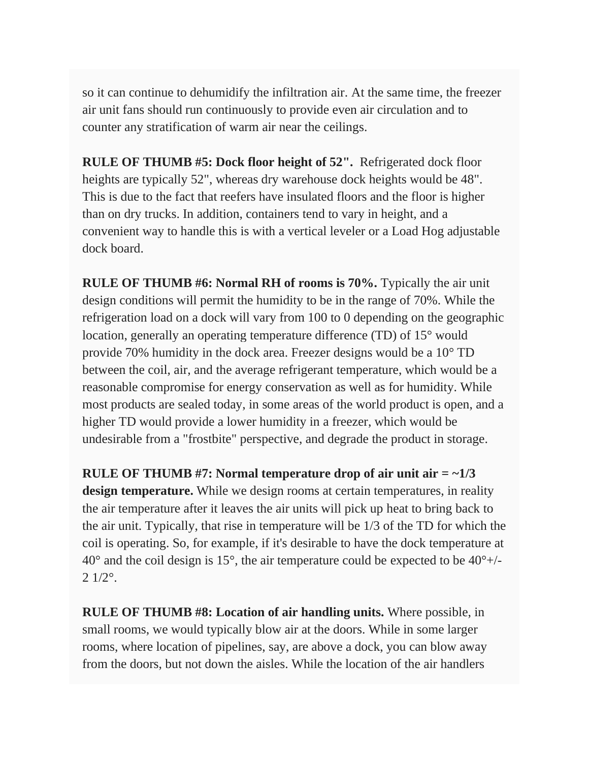so it can continue to dehumidify the infiltration air. At the same time, the freezer air unit fans should run continuously to provide even air circulation and to counter any stratification of warm air near the ceilings.

**RULE OF THUMB #5: Dock floor height of 52".** Refrigerated dock floor heights are typically 52", whereas dry warehouse dock heights would be 48". This is due to the fact that reefers have insulated floors and the floor is higher than on dry trucks. In addition, containers tend to vary in height, and a convenient way to handle this is with a vertical leveler or a Load Hog adjustable dock board.

**RULE OF THUMB #6: Normal RH of rooms is 70%.** Typically the air unit design conditions will permit the humidity to be in the range of 70%. While the refrigeration load on a dock will vary from 100 to 0 depending on the geographic location, generally an operating temperature difference (TD) of 15° would provide 70% humidity in the dock area. Freezer designs would be a 10° TD between the coil, air, and the average refrigerant temperature, which would be a reasonable compromise for energy conservation as well as for humidity. While most products are sealed today, in some areas of the world product is open, and a higher TD would provide a lower humidity in a freezer, which would be undesirable from a "frostbite" perspective, and degrade the product in storage.

**RULE OF THUMB #7: Normal temperature drop of air unit air = ~1/3 design temperature.** While we design rooms at certain temperatures, in reality the air temperature after it leaves the air units will pick up heat to bring back to the air unit. Typically, that rise in temperature will be 1/3 of the TD for which the coil is operating. So, for example, if it's desirable to have the dock temperature at 40° and the coil design is 15°, the air temperature could be expected to be 40°+/- 2 1/2°.

**RULE OF THUMB #8: Location of air handling units.** Where possible, in small rooms, we would typically blow air at the doors. While in some larger rooms, where location of pipelines, say, are above a dock, you can blow away from the doors, but not down the aisles. While the location of the air handlers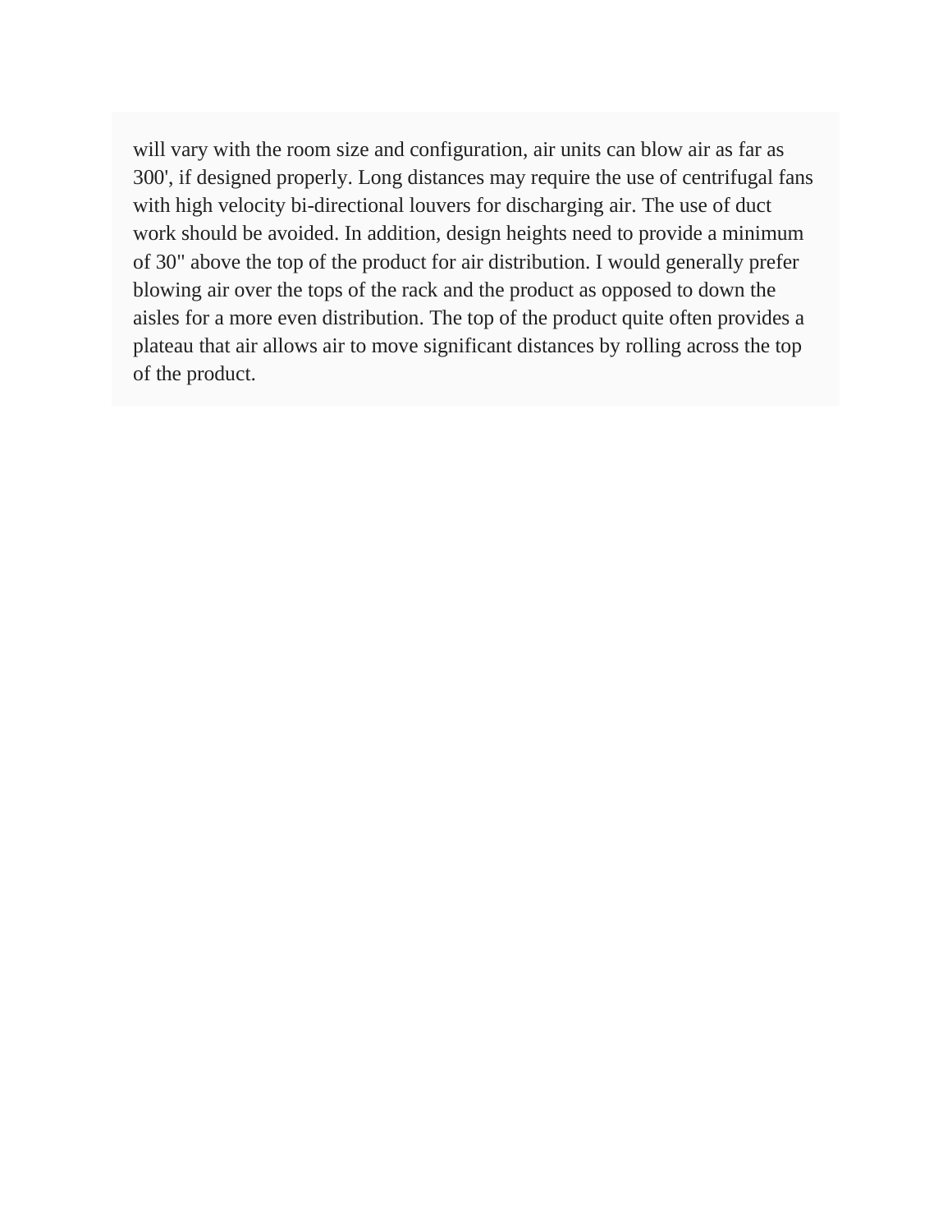will vary with the room size and configuration, air units can blow air as far as 300', if designed properly. Long distances may require the use of centrifugal fans with high velocity bi-directional louvers for discharging air. The use of duct work should be avoided. In addition, design heights need to provide a minimum of 30" above the top of the product for air distribution. I would generally prefer blowing air over the tops of the rack and the product as opposed to down the aisles for a more even distribution. The top of the product quite often provides a plateau that air allows air to move significant distances by rolling across the top of the product.